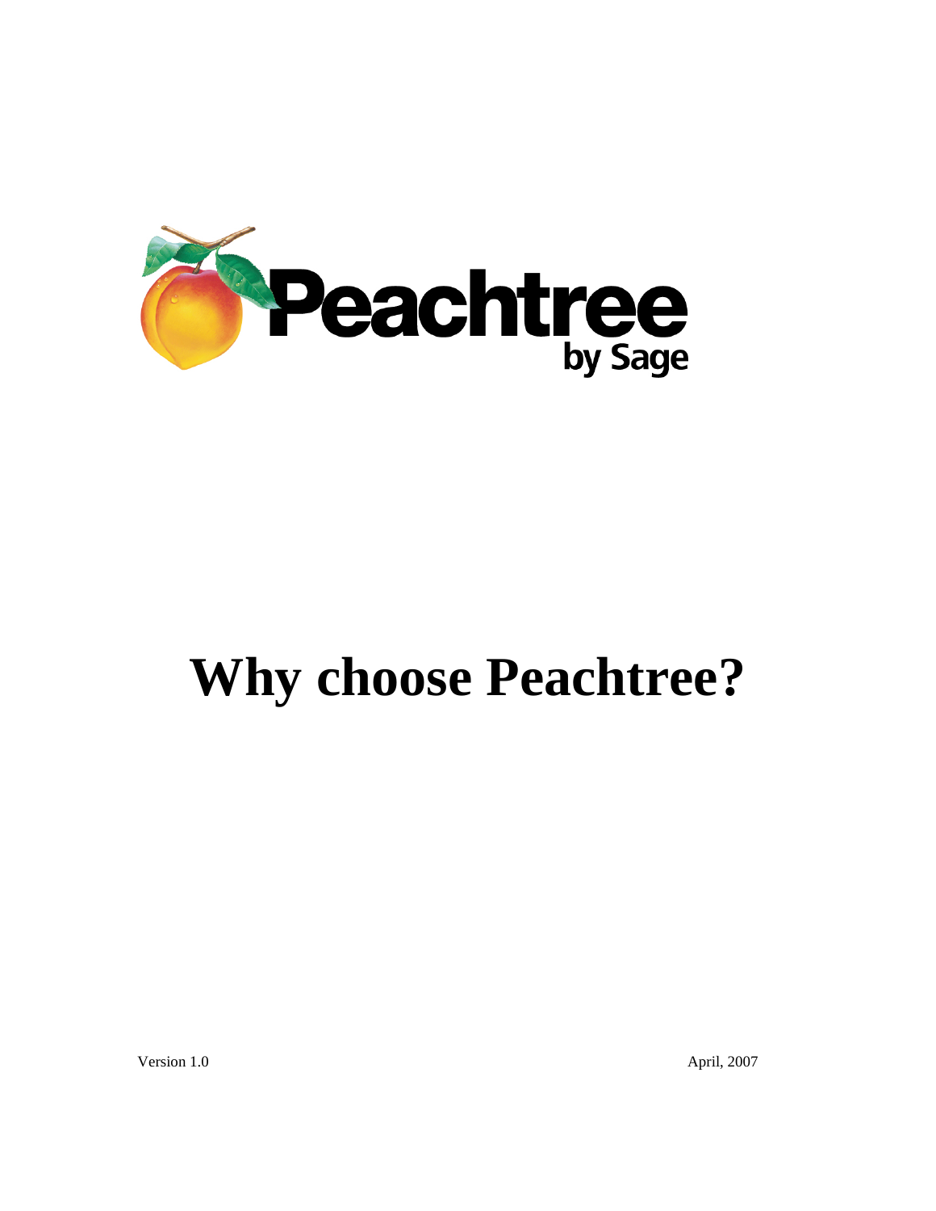Peachtree by Sage

# Why choose Peachtree?

Version 1.0 April, 2007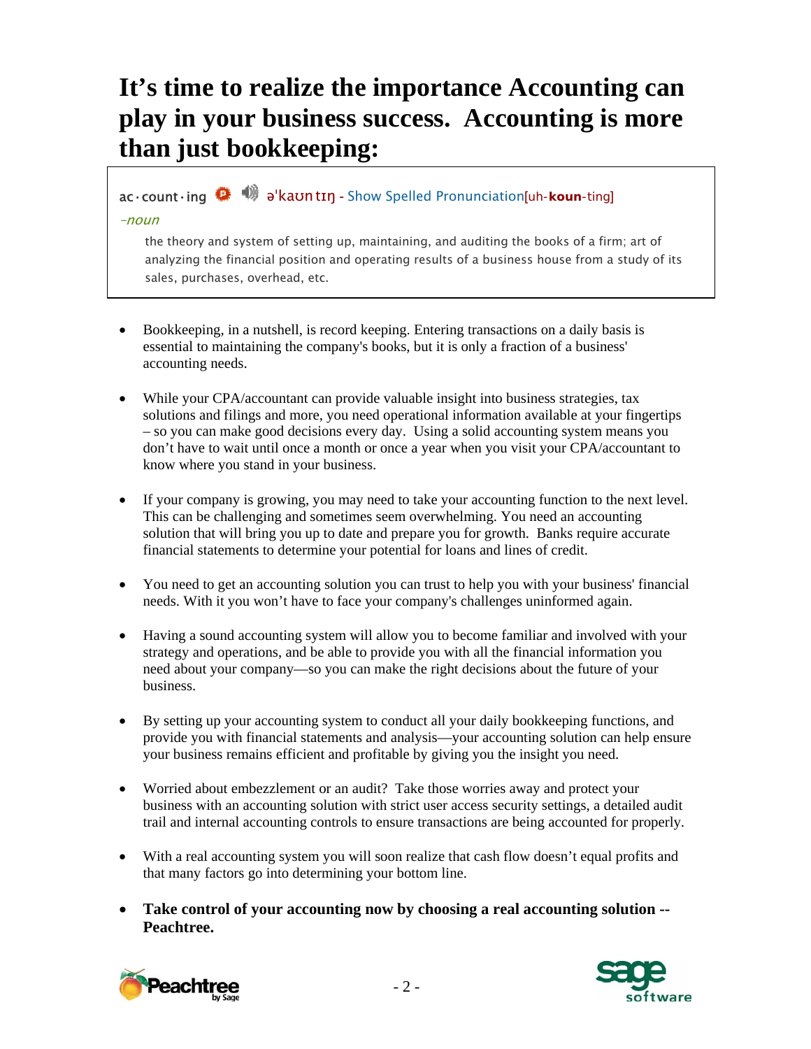# It's time to realize the importance Accounting can play in your business success. Accounting is more than just bookkeeping:

ac·count·ing ə'kaʊn tɪŋ - Show Spelled Pronunciation[uh-**koun**-ting]

*-noun*

the theory and system of setting up, maintaining, and auditing the books of a firm; art of analyzing the financial position and operating results of a business house from a study of its sales, purchases, overhead, etc.

- Bookkeeping, in a nutshell, is record keeping. Entering transactions on a daily basis is essential to maintaining the company's books, but it is only a fraction of a business' accounting needs.

- While your CPA/accountant can provide valuable insight into business strategies, tax solutions and filings and more, you need operational information available at your fingertips – so you can make good decisions every day. Using a solid accounting system means you don't have to wait until once a month or once a year when you visit your CPA/accountant to know where you stand in your business.

- If your company is growing, you may need to take your accounting function to the next level. This can be challenging and sometimes seem overwhelming. You need an accounting solution that will bring you up to date and prepare you for growth. Banks require accurate financial statements to determine your potential for loans and lines of credit.

- You need to get an accounting solution you can trust to help you with your business' financial needs. With it you won't have to face your company's challenges uninformed again.

- Having a sound accounting system will allow you to become familiar and involved with your strategy and operations, and be able to provide you with all the financial information you need about your company—so you can make the right decisions about the future of your business.

- By setting up your accounting system to conduct all your daily bookkeeping functions, and provide you with financial statements and analysis—your accounting solution can help ensure your business remains efficient and profitable by giving you the insight you need.

- Worried about embezzlement or an audit? Take those worries away and protect your business with an accounting solution with strict user access security settings, a detailed audit trail and internal accounting controls to ensure transactions are being accounted for properly.

- With a real accounting system you will soon realize that cash flow doesn't equal profits and that many factors go into determining your bottom line.

- **Take control of your accounting now by choosing a real accounting solution -- Peachtree.**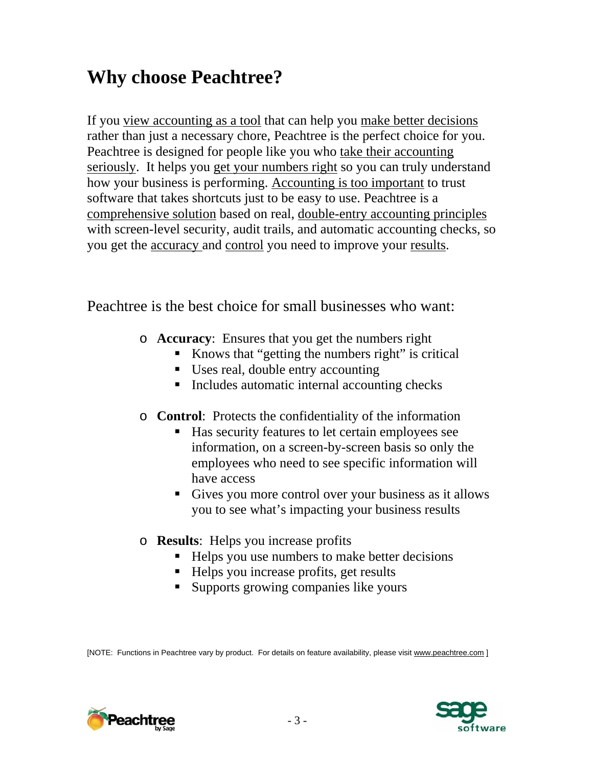# Why choose Peachtree?

If you view accounting as a tool that can help you make better decisions rather than just a necessary chore, Peachtree is the perfect choice for you. Peachtree is designed for people like you who take their accounting seriously. It helps you get your numbers right so you can truly understand how your business is performing. Accounting is too important to trust software that takes shortcuts just to be easy to use. Peachtree is a comprehensive solution based on real, double-entry accounting principles with screen-level security, audit trails, and automatic accounting checks, so you get the accuracy and control you need to improve your results.

Peachtree is the best choice for small businesses who want:

- **Accuracy**: Ensures that you get the numbers right
  - Knows that "getting the numbers right" is critical
  - Uses real, double entry accounting
  - Includes automatic internal accounting checks

- **Control**: Protects the confidentiality of the information
  - Has security features to let certain employees see information, on a screen-by-screen basis so only the employees who need to see specific information will have access
  - Gives you more control over your business as it allows you to see what's impacting your business results

- **Results**: Helps you increase profits
  - Helps you use numbers to make better decisions
  - Helps you increase profits, get results
  - Supports growing companies like yours

[NOTE: Functions in Peachtree vary by product. For details on feature availability, please visit www.peachtree.com ]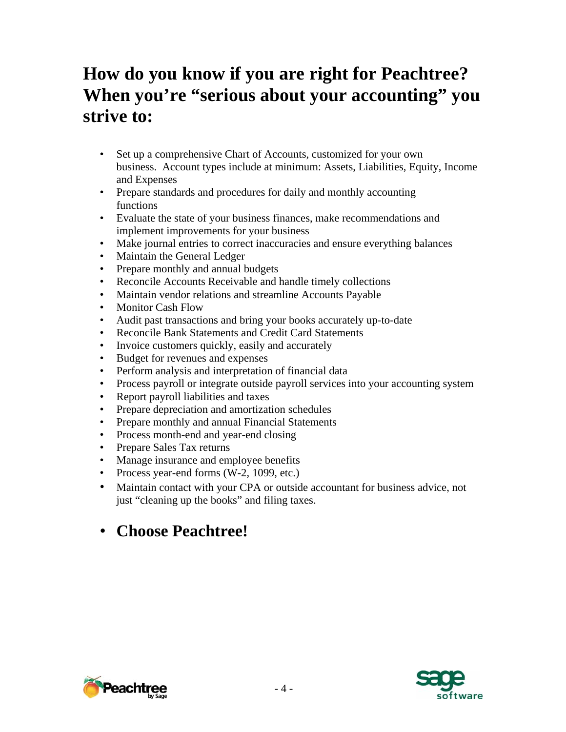# How do you know if you are right for Peachtree? When you're "serious about your accounting" you strive to:

- Set up a comprehensive Chart of Accounts, customized for your own business. Account types include at minimum: Assets, Liabilities, Equity, Income and Expenses
- Prepare standards and procedures for daily and monthly accounting functions
- Evaluate the state of your business finances, make recommendations and implement improvements for your business
- Make journal entries to correct inaccuracies and ensure everything balances
- Maintain the General Ledger
- Prepare monthly and annual budgets
- Reconcile Accounts Receivable and handle timely collections
- Maintain vendor relations and streamline Accounts Payable
- Monitor Cash Flow
- Audit past transactions and bring your books accurately up-to-date
- Reconcile Bank Statements and Credit Card Statements
- Invoice customers quickly, easily and accurately
- Budget for revenues and expenses
- Perform analysis and interpretation of financial data
- Process payroll or integrate outside payroll services into your accounting system
- Report payroll liabilities and taxes
- Prepare depreciation and amortization schedules
- Prepare monthly and annual Financial Statements
- Process month-end and year-end closing
- Prepare Sales Tax returns
- Manage insurance and employee benefits
- Process year-end forms (W-2, 1099, etc.)
- Maintain contact with your CPA or outside accountant for business advice, not just "cleaning up the books" and filing taxes.

- **Choose Peachtree!**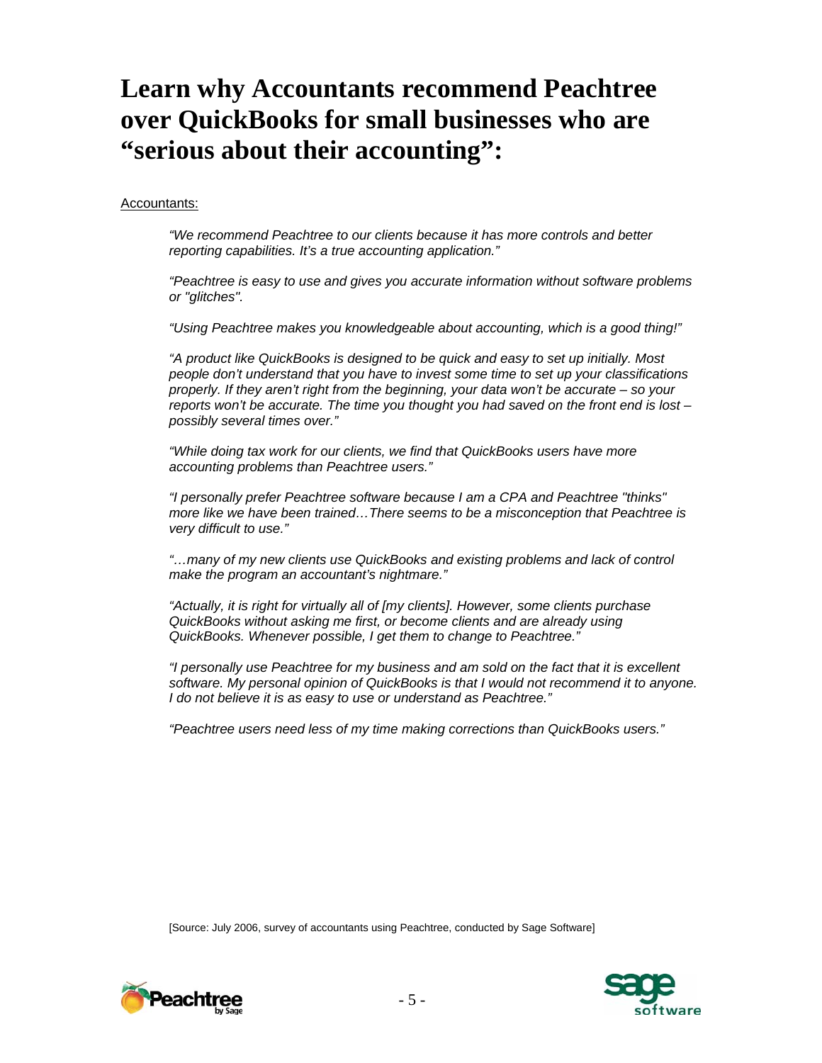# Learn why Accountants recommend Peachtree over QuickBooks for small businesses who are "serious about their accounting":

Accountants:

> *"We recommend Peachtree to our clients because it has more controls and better reporting capabilities. It's a true accounting application."*
>
> *"Peachtree is easy to use and gives you accurate information without software problems or "glitches".*
>
> *"Using Peachtree makes you knowledgeable about accounting, which is a good thing!"*
>
> *"A product like QuickBooks is designed to be quick and easy to set up initially. Most people don't understand that you have to invest some time to set up your classifications properly. If they aren't right from the beginning, your data won't be accurate – so your reports won't be accurate. The time you thought you had saved on the front end is lost – possibly several times over."*
>
> *"While doing tax work for our clients, we find that QuickBooks users have more accounting problems than Peachtree users."*
>
> *"I personally prefer Peachtree software because I am a CPA and Peachtree "thinks" more like we have been trained…There seems to be a misconception that Peachtree is very difficult to use."*
>
> *"…many of my new clients use QuickBooks and existing problems and lack of control make the program an accountant's nightmare."*
>
> *"Actually, it is right for virtually all of [my clients]. However, some clients purchase QuickBooks without asking me first, or become clients and are already using QuickBooks. Whenever possible, I get them to change to Peachtree."*
>
> *"I personally use Peachtree for my business and am sold on the fact that it is excellent software. My personal opinion of QuickBooks is that I would not recommend it to anyone. I do not believe it is as easy to use or understand as Peachtree."*
>
> *"Peachtree users need less of my time making corrections than QuickBooks users."*

[Source: July 2006, survey of accountants using Peachtree, conducted by Sage Software]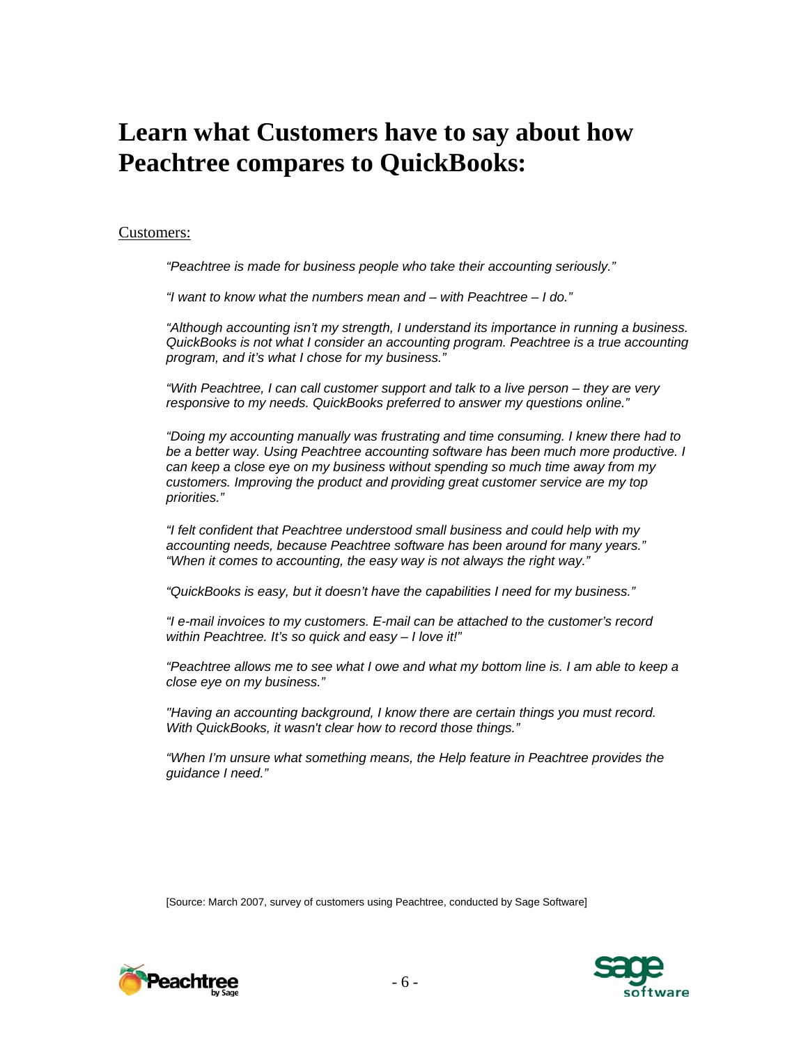# Learn what Customers have to say about how Peachtree compares to QuickBooks:

Customers:

*"Peachtree is made for business people who take their accounting seriously."*

*"I want to know what the numbers mean and – with Peachtree – I do."*

*"Although accounting isn't my strength, I understand its importance in running a business. QuickBooks is not what I consider an accounting program. Peachtree is a true accounting program, and it's what I chose for my business."*

*"With Peachtree, I can call customer support and talk to a live person – they are very responsive to my needs. QuickBooks preferred to answer my questions online."*

*"Doing my accounting manually was frustrating and time consuming. I knew there had to be a better way. Using Peachtree accounting software has been much more productive. I can keep a close eye on my business without spending so much time away from my customers. Improving the product and providing great customer service are my top priorities."*

*"I felt confident that Peachtree understood small business and could help with my accounting needs, because Peachtree software has been around for many years."*
*"When it comes to accounting, the easy way is not always the right way."*

*"QuickBooks is easy, but it doesn't have the capabilities I need for my business."*

*"I e-mail invoices to my customers. E-mail can be attached to the customer's record within Peachtree. It's so quick and easy – I love it!"*

*"Peachtree allows me to see what I owe and what my bottom line is. I am able to keep a close eye on my business."*

*"Having an accounting background, I know there are certain things you must record. With QuickBooks, it wasn't clear how to record those things."*

*"When I'm unsure what something means, the Help feature in Peachtree provides the guidance I need."*

[Source: March 2007, survey of customers using Peachtree, conducted by Sage Software]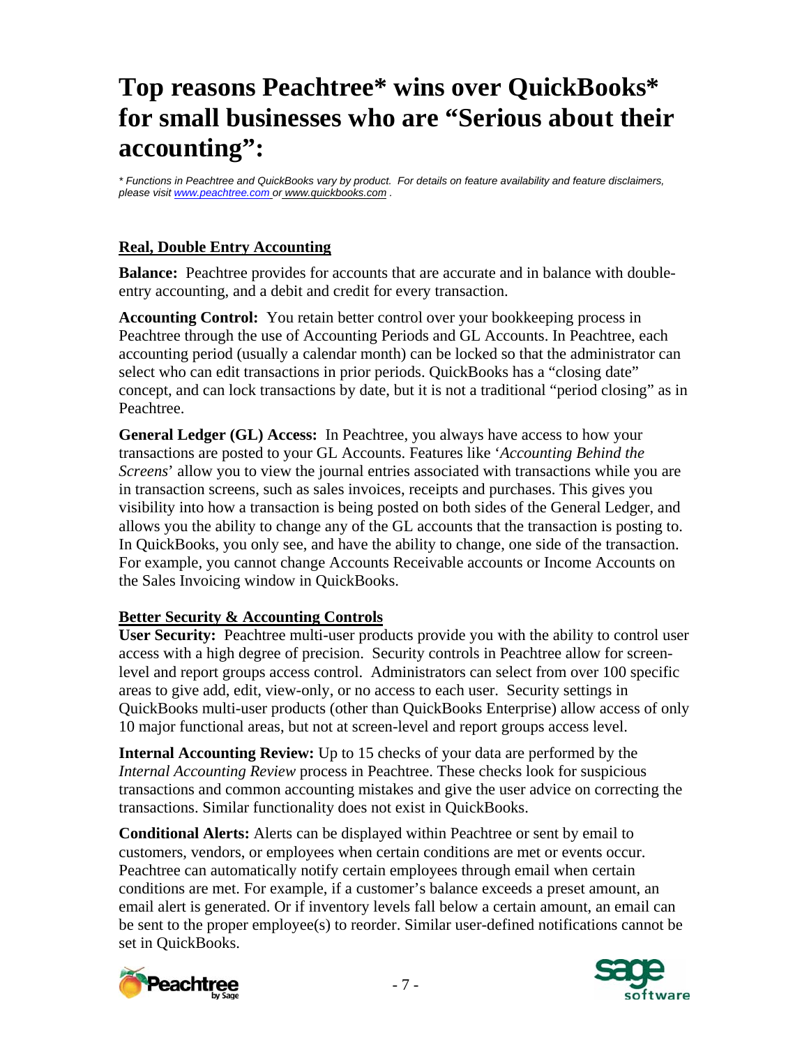# Top reasons Peachtree* wins over QuickBooks* for small businesses who are "Serious about their accounting":

*\* Functions in Peachtree and QuickBooks vary by product. For details on feature availability and feature disclaimers, please visit www.peachtree.com or www.quickbooks.com .*

## Real, Double Entry Accounting

**Balance:** Peachtree provides for accounts that are accurate and in balance with double-entry accounting, and a debit and credit for every transaction.

**Accounting Control:** You retain better control over your bookkeeping process in Peachtree through the use of Accounting Periods and GL Accounts. In Peachtree, each accounting period (usually a calendar month) can be locked so that the administrator can select who can edit transactions in prior periods. QuickBooks has a "closing date" concept, and can lock transactions by date, but it is not a traditional "period closing" as in Peachtree.

**General Ledger (GL) Access:** In Peachtree, you always have access to how your transactions are posted to your GL Accounts. Features like '*Accounting Behind the Screens*' allow you to view the journal entries associated with transactions while you are in transaction screens, such as sales invoices, receipts and purchases. This gives you visibility into how a transaction is being posted on both sides of the General Ledger, and allows you the ability to change any of the GL accounts that the transaction is posting to. In QuickBooks, you only see, and have the ability to change, one side of the transaction. For example, you cannot change Accounts Receivable accounts or Income Accounts on the Sales Invoicing window in QuickBooks.

## Better Security & Accounting Controls

**User Security:** Peachtree multi-user products provide you with the ability to control user access with a high degree of precision. Security controls in Peachtree allow for screen-level and report groups access control. Administrators can select from over 100 specific areas to give add, edit, view-only, or no access to each user. Security settings in QuickBooks multi-user products (other than QuickBooks Enterprise) allow access of only 10 major functional areas, but not at screen-level and report groups access level.

**Internal Accounting Review:** Up to 15 checks of your data are performed by the *Internal Accounting Review* process in Peachtree. These checks look for suspicious transactions and common accounting mistakes and give the user advice on correcting the transactions. Similar functionality does not exist in QuickBooks.

**Conditional Alerts:** Alerts can be displayed within Peachtree or sent by email to customers, vendors, or employees when certain conditions are met or events occur. Peachtree can automatically notify certain employees through email when certain conditions are met. For example, if a customer's balance exceeds a preset amount, an email alert is generated. Or if inventory levels fall below a certain amount, an email can be sent to the proper employee(s) to reorder. Similar user-defined notifications cannot be set in QuickBooks.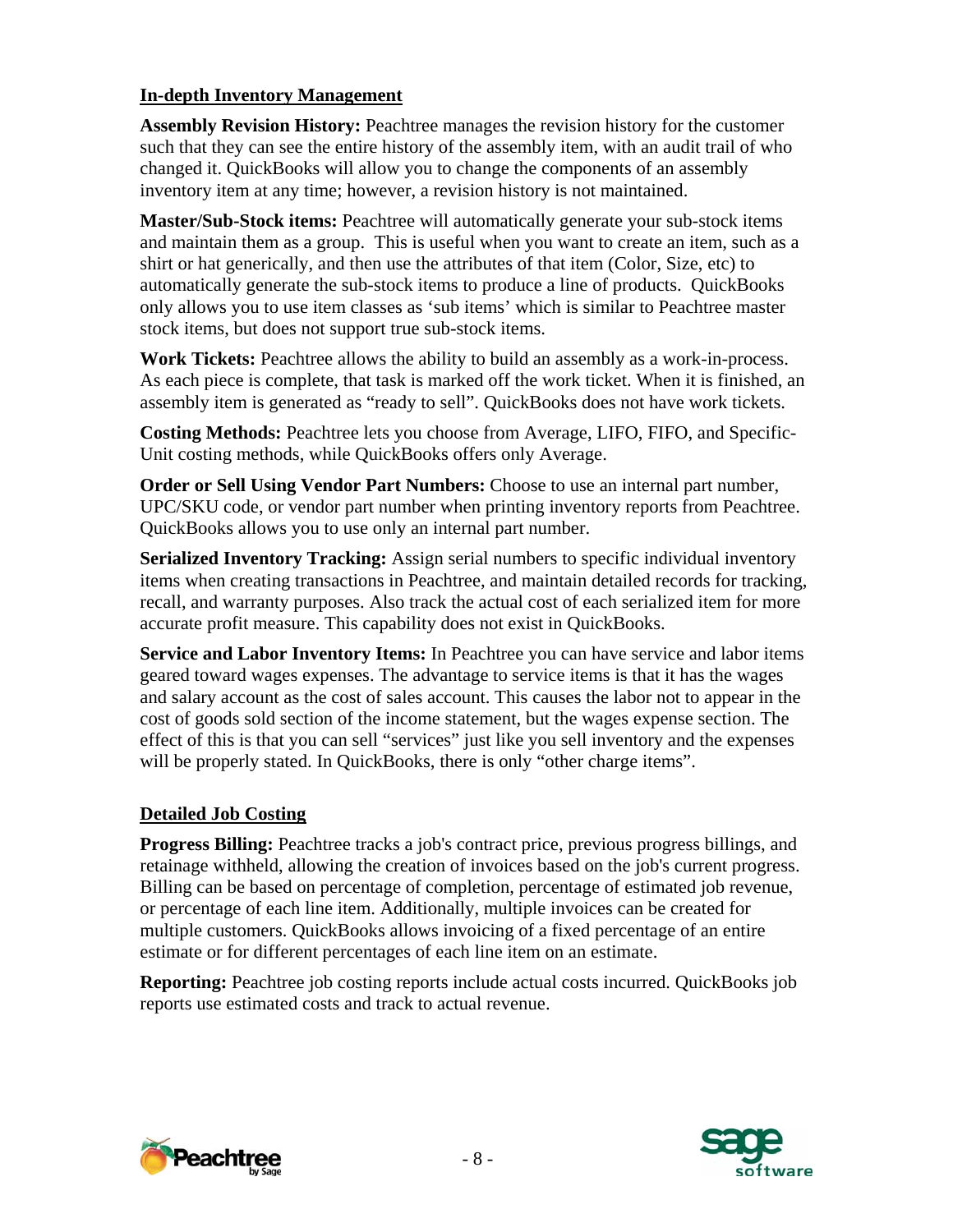## In-depth Inventory Management

**Assembly Revision History:** Peachtree manages the revision history for the customer such that they can see the entire history of the assembly item, with an audit trail of who changed it. QuickBooks will allow you to change the components of an assembly inventory item at any time; however, a revision history is not maintained.

**Master/Sub-Stock items:** Peachtree will automatically generate your sub-stock items and maintain them as a group. This is useful when you want to create an item, such as a shirt or hat generically, and then use the attributes of that item (Color, Size, etc) to automatically generate the sub-stock items to produce a line of products. QuickBooks only allows you to use item classes as 'sub items' which is similar to Peachtree master stock items, but does not support true sub-stock items.

**Work Tickets:** Peachtree allows the ability to build an assembly as a work-in-process. As each piece is complete, that task is marked off the work ticket. When it is finished, an assembly item is generated as "ready to sell". QuickBooks does not have work tickets.

**Costing Methods:** Peachtree lets you choose from Average, LIFO, FIFO, and Specific-Unit costing methods, while QuickBooks offers only Average.

**Order or Sell Using Vendor Part Numbers:** Choose to use an internal part number, UPC/SKU code, or vendor part number when printing inventory reports from Peachtree. QuickBooks allows you to use only an internal part number.

**Serialized Inventory Tracking:** Assign serial numbers to specific individual inventory items when creating transactions in Peachtree, and maintain detailed records for tracking, recall, and warranty purposes. Also track the actual cost of each serialized item for more accurate profit measure. This capability does not exist in QuickBooks.

**Service and Labor Inventory Items:** In Peachtree you can have service and labor items geared toward wages expenses. The advantage to service items is that it has the wages and salary account as the cost of sales account. This causes the labor not to appear in the cost of goods sold section of the income statement, but the wages expense section. The effect of this is that you can sell "services" just like you sell inventory and the expenses will be properly stated. In QuickBooks, there is only "other charge items".

## Detailed Job Costing

**Progress Billing:** Peachtree tracks a job's contract price, previous progress billings, and retainage withheld, allowing the creation of invoices based on the job's current progress. Billing can be based on percentage of completion, percentage of estimated job revenue, or percentage of each line item. Additionally, multiple invoices can be created for multiple customers. QuickBooks allows invoicing of a fixed percentage of an entire estimate or for different percentages of each line item on an estimate.

**Reporting:** Peachtree job costing reports include actual costs incurred. QuickBooks job reports use estimated costs and track to actual revenue.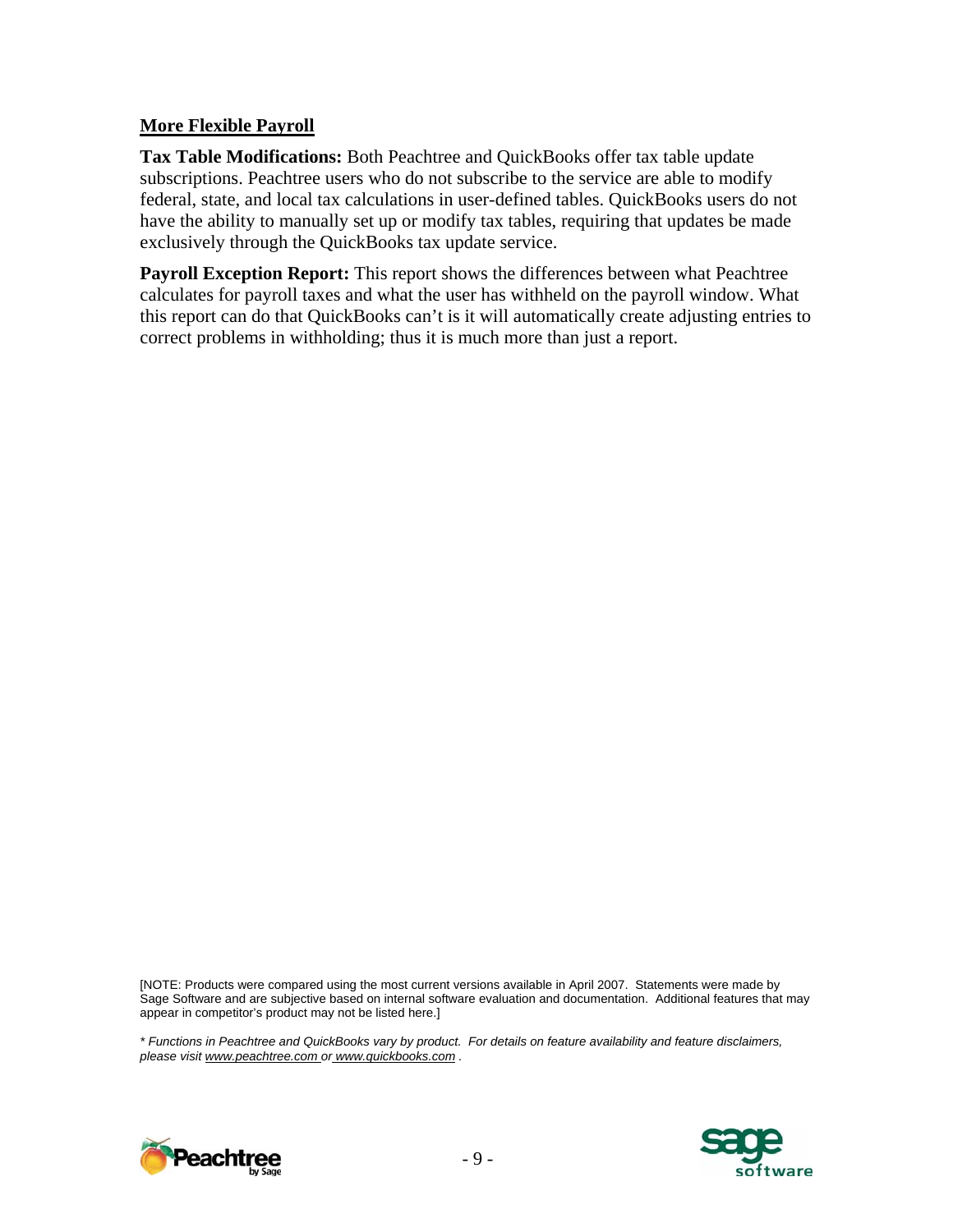**More Flexible Payroll**

**Tax Table Modifications:** Both Peachtree and QuickBooks offer tax table update subscriptions. Peachtree users who do not subscribe to the service are able to modify federal, state, and local tax calculations in user-defined tables. QuickBooks users do not have the ability to manually set up or modify tax tables, requiring that updates be made exclusively through the QuickBooks tax update service.

**Payroll Exception Report:** This report shows the differences between what Peachtree calculates for payroll taxes and what the user has withheld on the payroll window. What this report can do that QuickBooks can't is it will automatically create adjusting entries to correct problems in withholding; thus it is much more than just a report.

[NOTE: Products were compared using the most current versions available in April 2007. Statements were made by Sage Software and are subjective based on internal software evaluation and documentation. Additional features that may appear in competitor's product may not be listed here.]

*\* Functions in Peachtree and QuickBooks vary by product. For details on feature availability and feature disclaimers, please visit www.peachtree.com or www.quickbooks.com .*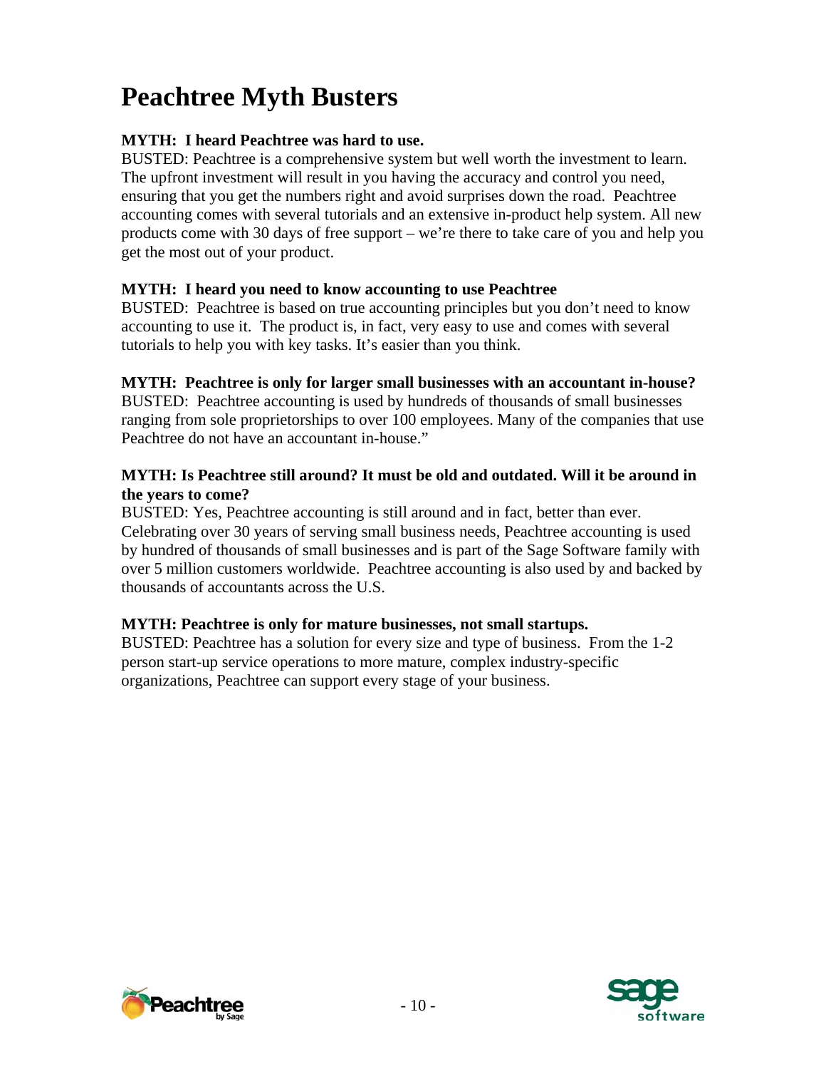# Peachtree Myth Busters

**MYTH: I heard Peachtree was hard to use.**
BUSTED: Peachtree is a comprehensive system but well worth the investment to learn. The upfront investment will result in you having the accuracy and control you need, ensuring that you get the numbers right and avoid surprises down the road. Peachtree accounting comes with several tutorials and an extensive in-product help system. All new products come with 30 days of free support – we're there to take care of you and help you get the most out of your product.

**MYTH: I heard you need to know accounting to use Peachtree**
BUSTED: Peachtree is based on true accounting principles but you don't need to know accounting to use it. The product is, in fact, very easy to use and comes with several tutorials to help you with key tasks. It's easier than you think.

**MYTH: Peachtree is only for larger small businesses with an accountant in-house?**
BUSTED: Peachtree accounting is used by hundreds of thousands of small businesses ranging from sole proprietorships to over 100 employees. Many of the companies that use Peachtree do not have an accountant in-house."

**MYTH: Is Peachtree still around? It must be old and outdated. Will it be around in the years to come?**
BUSTED: Yes, Peachtree accounting is still around and in fact, better than ever. Celebrating over 30 years of serving small business needs, Peachtree accounting is used by hundred of thousands of small businesses and is part of the Sage Software family with over 5 million customers worldwide. Peachtree accounting is also used by and backed by thousands of accountants across the U.S.

**MYTH: Peachtree is only for mature businesses, not small startups.**
BUSTED: Peachtree has a solution for every size and type of business. From the 1-2 person start-up service operations to more mature, complex industry-specific organizations, Peachtree can support every stage of your business.